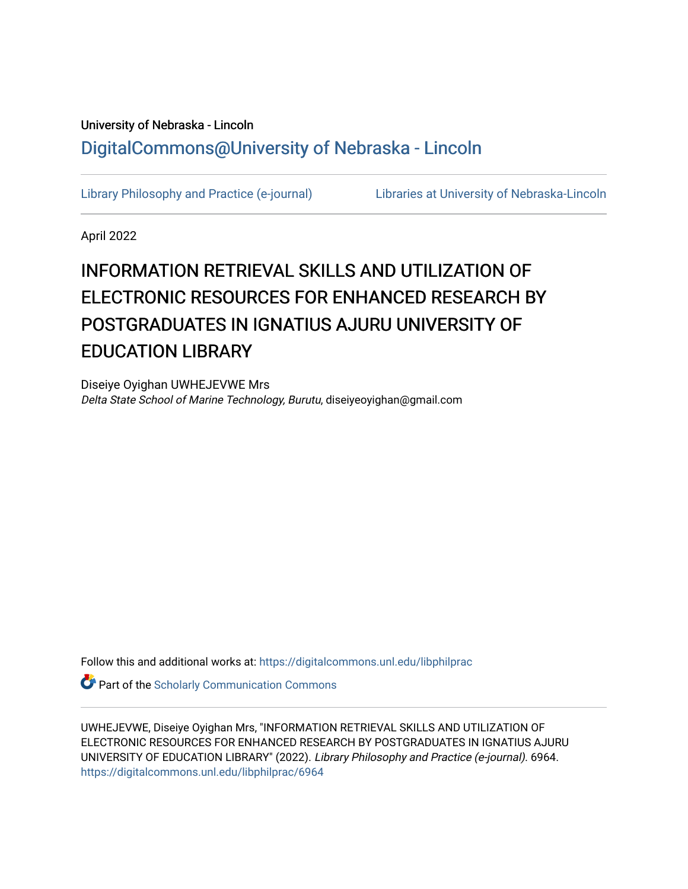University of Nebraska - Lincoln

DigitalCommons@University of Nebraska - Lincoln

Library Philosophy and Practice (e-journal)    Libraries at University of Nebraska-Lincoln

April 2022

# INFORMATION RETRIEVAL SKILLS AND UTILIZATION OF ELECTRONIC RESOURCES FOR ENHANCED RESEARCH BY POSTGRADUATES IN IGNATIUS AJURU UNIVERSITY OF EDUCATION LIBRARY

Diseiye Oyighan UWHEJEVWE Mrs
*Delta State School of Marine Technology, Burutu*, diseiyeoyighan@gmail.com

Follow this and additional works at: https://digitalcommons.unl.edu/libphilprac

Part of the Scholarly Communication Commons

UWHEJEVWE, Diseiye Oyighan Mrs, "INFORMATION RETRIEVAL SKILLS AND UTILIZATION OF ELECTRONIC RESOURCES FOR ENHANCED RESEARCH BY POSTGRADUATES IN IGNATIUS AJURU UNIVERSITY OF EDUCATION LIBRARY" (2022). *Library Philosophy and Practice (e-journal)*. 6964.
https://digitalcommons.unl.edu/libphilprac/6964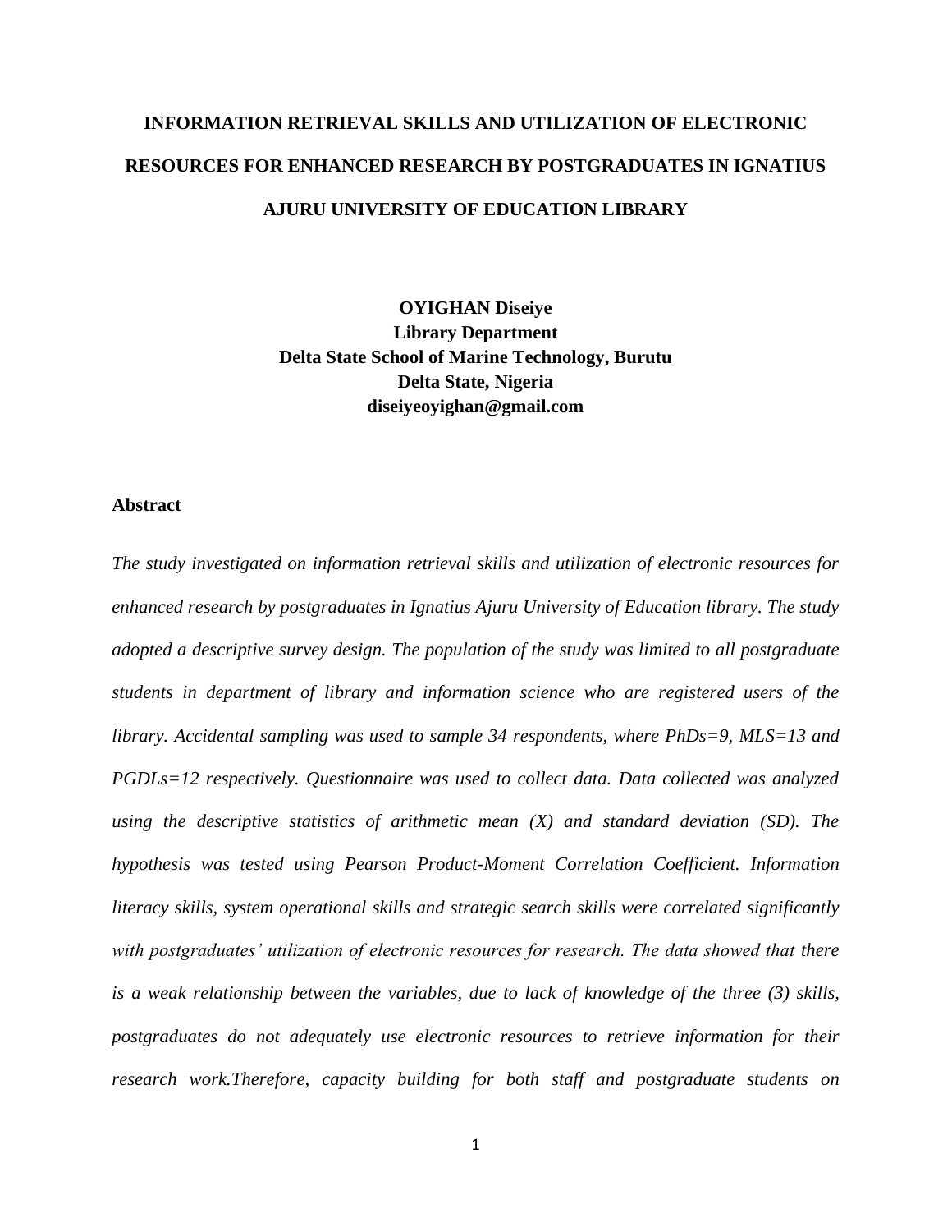# INFORMATION RETRIEVAL SKILLS AND UTILIZATION OF ELECTRONIC RESOURCES FOR ENHANCED RESEARCH BY POSTGRADUATES IN IGNATIUS AJURU UNIVERSITY OF EDUCATION LIBRARY

**OYIGHAN Diseiye**
**Library Department**
**Delta State School of Marine Technology, Burutu**
**Delta State, Nigeria**
**diseiyeoyighan@gmail.com**

## Abstract

*The study investigated on information retrieval skills and utilization of electronic resources for enhanced research by postgraduates in Ignatius Ajuru University of Education library. The study adopted a descriptive survey design. The population of the study was limited to all postgraduate students in department of library and information science who are registered users of the library. Accidental sampling was used to sample 34 respondents, where PhDs=9, MLS=13 and PGDLs=12 respectively. Questionnaire was used to collect data. Data collected was analyzed using the descriptive statistics of arithmetic mean (X) and standard deviation (SD). The hypothesis was tested using Pearson Product-Moment Correlation Coefficient. Information literacy skills, system operational skills and strategic search skills were correlated significantly with postgraduates' utilization of electronic resources for research. The data showed that there is a weak relationship between the variables, due to lack of knowledge of the three (3) skills, postgraduates do not adequately use electronic resources to retrieve information for their research work.Therefore, capacity building for both staff and postgraduate students on*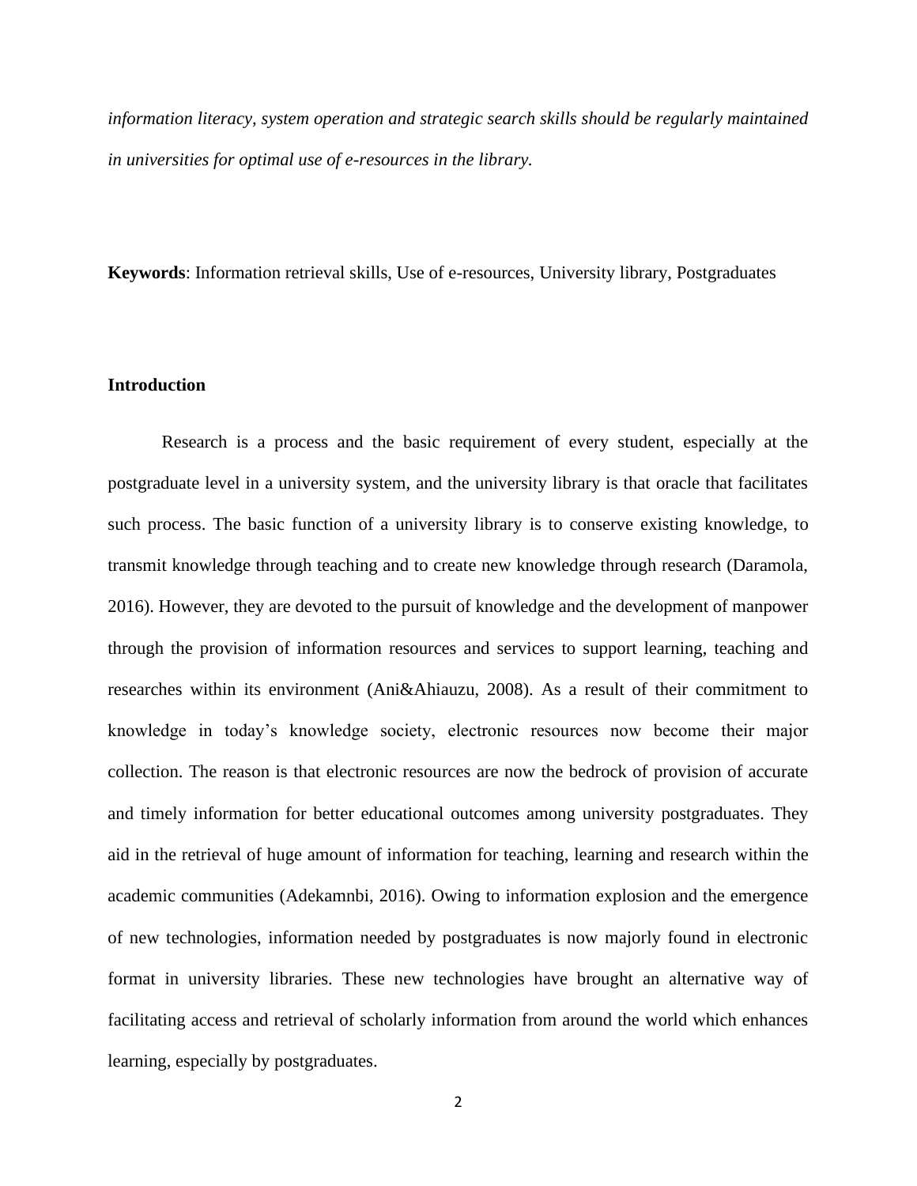*information literacy, system operation and strategic search skills should be regularly maintained in universities for optimal use of e-resources in the library.*

**Keywords**: Information retrieval skills, Use of e-resources, University library, Postgraduates

## Introduction

Research is a process and the basic requirement of every student, especially at the postgraduate level in a university system, and the university library is that oracle that facilitates such process. The basic function of a university library is to conserve existing knowledge, to transmit knowledge through teaching and to create new knowledge through research (Daramola, 2016). However, they are devoted to the pursuit of knowledge and the development of manpower through the provision of information resources and services to support learning, teaching and researches within its environment (Ani&Ahiauzu, 2008). As a result of their commitment to knowledge in today's knowledge society, electronic resources now become their major collection. The reason is that electronic resources are now the bedrock of provision of accurate and timely information for better educational outcomes among university postgraduates. They aid in the retrieval of huge amount of information for teaching, learning and research within the academic communities (Adekamnbi, 2016). Owing to information explosion and the emergence of new technologies, information needed by postgraduates is now majorly found in electronic format in university libraries. These new technologies have brought an alternative way of facilitating access and retrieval of scholarly information from around the world which enhances learning, especially by postgraduates.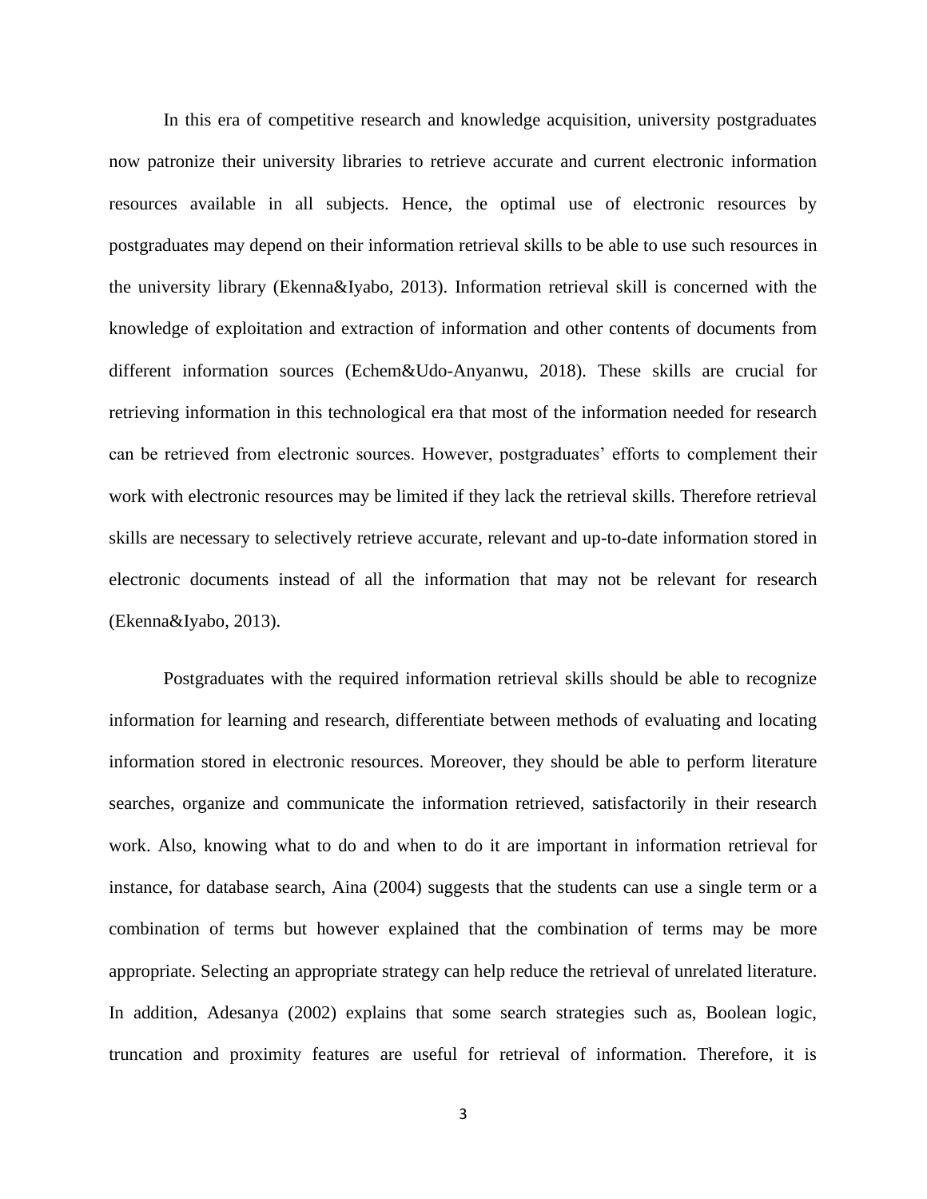In this era of competitive research and knowledge acquisition, university postgraduates now patronize their university libraries to retrieve accurate and current electronic information resources available in all subjects. Hence, the optimal use of electronic resources by postgraduates may depend on their information retrieval skills to be able to use such resources in the university library (Ekenna&Iyabo, 2013). Information retrieval skill is concerned with the knowledge of exploitation and extraction of information and other contents of documents from different information sources (Echem&Udo-Anyanwu, 2018). These skills are crucial for retrieving information in this technological era that most of the information needed for research can be retrieved from electronic sources. However, postgraduates' efforts to complement their work with electronic resources may be limited if they lack the retrieval skills. Therefore retrieval skills are necessary to selectively retrieve accurate, relevant and up-to-date information stored in electronic documents instead of all the information that may not be relevant for research (Ekenna&Iyabo, 2013).

Postgraduates with the required information retrieval skills should be able to recognize information for learning and research, differentiate between methods of evaluating and locating information stored in electronic resources. Moreover, they should be able to perform literature searches, organize and communicate the information retrieved, satisfactorily in their research work. Also, knowing what to do and when to do it are important in information retrieval for instance, for database search, Aina (2004) suggests that the students can use a single term or a combination of terms but however explained that the combination of terms may be more appropriate. Selecting an appropriate strategy can help reduce the retrieval of unrelated literature. In addition, Adesanya (2002) explains that some search strategies such as, Boolean logic, truncation and proximity features are useful for retrieval of information. Therefore, it is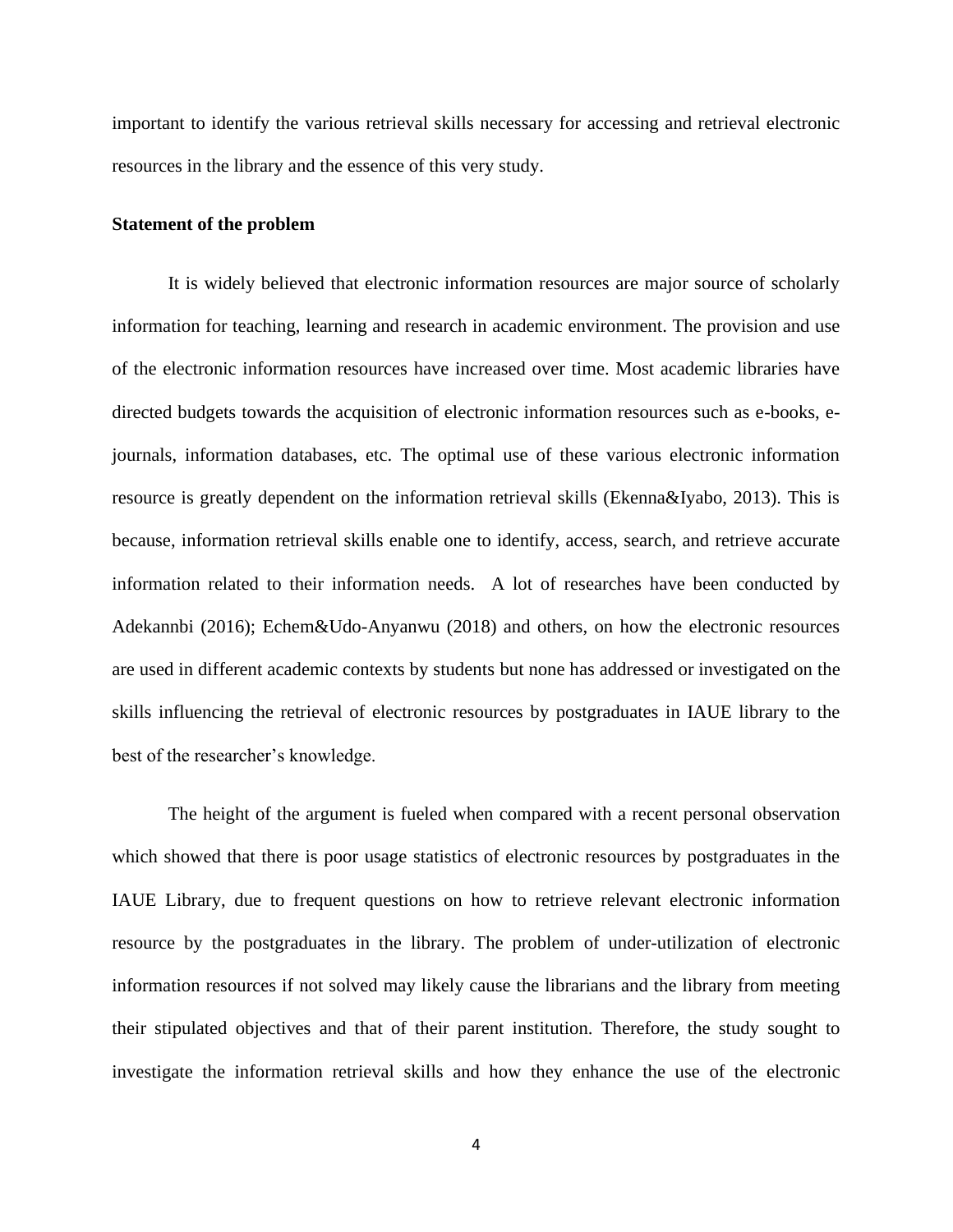important to identify the various retrieval skills necessary for accessing and retrieval electronic resources in the library and the essence of this very study.

**Statement of the problem**

It is widely believed that electronic information resources are major source of scholarly information for teaching, learning and research in academic environment. The provision and use of the electronic information resources have increased over time. Most academic libraries have directed budgets towards the acquisition of electronic information resources such as e-books, e-journals, information databases, etc. The optimal use of these various electronic information resource is greatly dependent on the information retrieval skills (Ekenna&Iyabo, 2013). This is because, information retrieval skills enable one to identify, access, search, and retrieve accurate information related to their information needs. A lot of researches have been conducted by Adekannbi (2016); Echem&Udo-Anyanwu (2018) and others, on how the electronic resources are used in different academic contexts by students but none has addressed or investigated on the skills influencing the retrieval of electronic resources by postgraduates in IAUE library to the best of the researcher's knowledge.

The height of the argument is fueled when compared with a recent personal observation which showed that there is poor usage statistics of electronic resources by postgraduates in the IAUE Library, due to frequent questions on how to retrieve relevant electronic information resource by the postgraduates in the library. The problem of under-utilization of electronic information resources if not solved may likely cause the librarians and the library from meeting their stipulated objectives and that of their parent institution. Therefore, the study sought to investigate the information retrieval skills and how they enhance the use of the electronic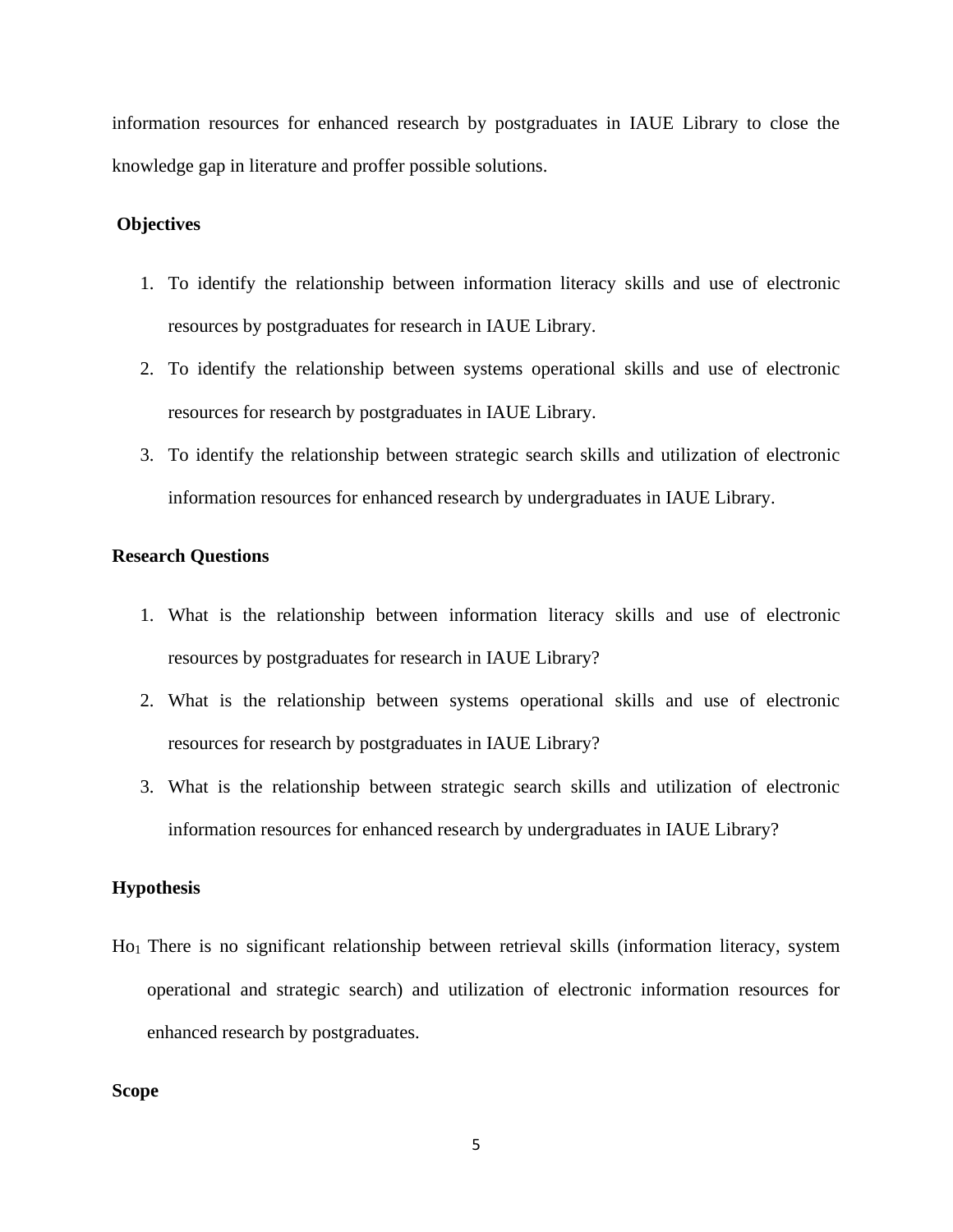information resources for enhanced research by postgraduates in IAUE Library to close the knowledge gap in literature and proffer possible solutions.

**Objectives**

1. To identify the relationship between information literacy skills and use of electronic resources by postgraduates for research in IAUE Library.
2. To identify the relationship between systems operational skills and use of electronic resources for research by postgraduates in IAUE Library.
3. To identify the relationship between strategic search skills and utilization of electronic information resources for enhanced research by undergraduates in IAUE Library.

**Research Questions**

1. What is the relationship between information literacy skills and use of electronic resources by postgraduates for research in IAUE Library?
2. What is the relationship between systems operational skills and use of electronic resources for research by postgraduates in IAUE Library?
3. What is the relationship between strategic search skills and utilization of electronic information resources for enhanced research by undergraduates in IAUE Library?

**Hypothesis**

$Ho_1$ There is no significant relationship between retrieval skills (information literacy, system operational and strategic search) and utilization of electronic information resources for enhanced research by postgraduates.

**Scope**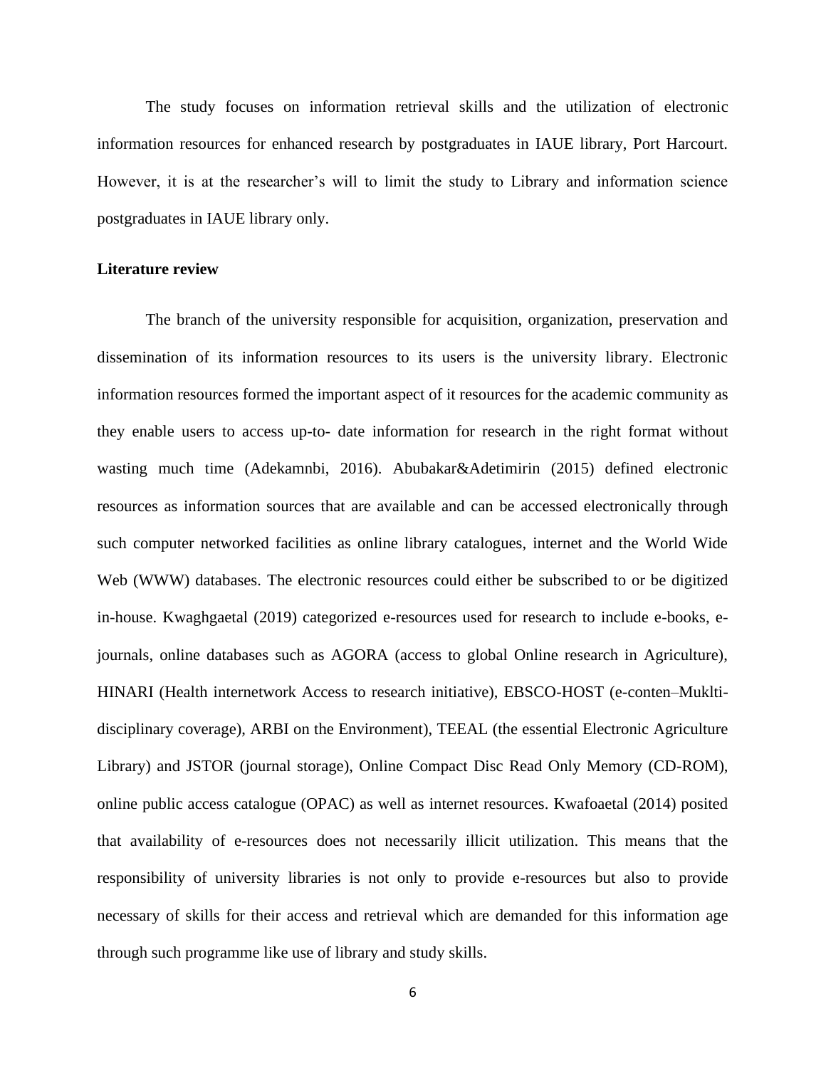The study focuses on information retrieval skills and the utilization of electronic information resources for enhanced research by postgraduates in IAUE library, Port Harcourt. However, it is at the researcher's will to limit the study to Library and information science postgraduates in IAUE library only.

**Literature review**

The branch of the university responsible for acquisition, organization, preservation and dissemination of its information resources to its users is the university library. Electronic information resources formed the important aspect of it resources for the academic community as they enable users to access up-to- date information for research in the right format without wasting much time (Adekamnbi, 2016). Abubakar&Adetimirin (2015) defined electronic resources as information sources that are available and can be accessed electronically through such computer networked facilities as online library catalogues, internet and the World Wide Web (WWW) databases. The electronic resources could either be subscribed to or be digitized in-house. Kwaghgaetal (2019) categorized e-resources used for research to include e-books, e-journals, online databases such as AGORA (access to global Online research in Agriculture), HINARI (Health internetwork Access to research initiative), EBSCO-HOST (e-conten–Muklti-disciplinary coverage), ARBI on the Environment), TEEAL (the essential Electronic Agriculture Library) and JSTOR (journal storage), Online Compact Disc Read Only Memory (CD-ROM), online public access catalogue (OPAC) as well as internet resources. Kwafoaetal (2014) posited that availability of e-resources does not necessarily illicit utilization. This means that the responsibility of university libraries is not only to provide e-resources but also to provide necessary of skills for their access and retrieval which are demanded for this information age through such programme like use of library and study skills.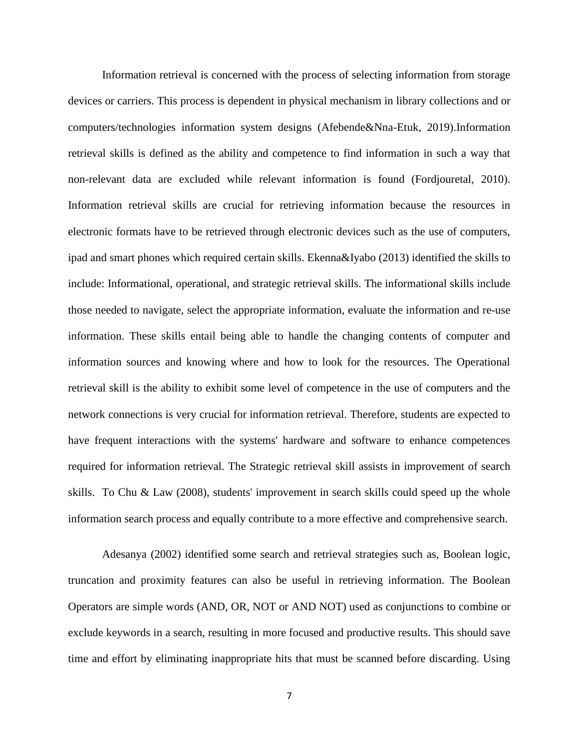Information retrieval is concerned with the process of selecting information from storage devices or carriers. This process is dependent in physical mechanism in library collections and or computers/technologies information system designs (Afebende&Nna-Etuk, 2019).Information retrieval skills is defined as the ability and competence to find information in such a way that non-relevant data are excluded while relevant information is found (Fordjouretal, 2010). Information retrieval skills are crucial for retrieving information because the resources in electronic formats have to be retrieved through electronic devices such as the use of computers, ipad and smart phones which required certain skills. Ekenna&Iyabo (2013) identified the skills to include: Informational, operational, and strategic retrieval skills. The informational skills include those needed to navigate, select the appropriate information, evaluate the information and re-use information. These skills entail being able to handle the changing contents of computer and information sources and knowing where and how to look for the resources. The Operational retrieval skill is the ability to exhibit some level of competence in the use of computers and the network connections is very crucial for information retrieval. Therefore, students are expected to have frequent interactions with the systems' hardware and software to enhance competences required for information retrieval. The Strategic retrieval skill assists in improvement of search skills. To Chu & Law (2008), students' improvement in search skills could speed up the whole information search process and equally contribute to a more effective and comprehensive search.

Adesanya (2002) identified some search and retrieval strategies such as, Boolean logic, truncation and proximity features can also be useful in retrieving information. The Boolean Operators are simple words (AND, OR, NOT or AND NOT) used as conjunctions to combine or exclude keywords in a search, resulting in more focused and productive results. This should save time and effort by eliminating inappropriate hits that must be scanned before discarding. Using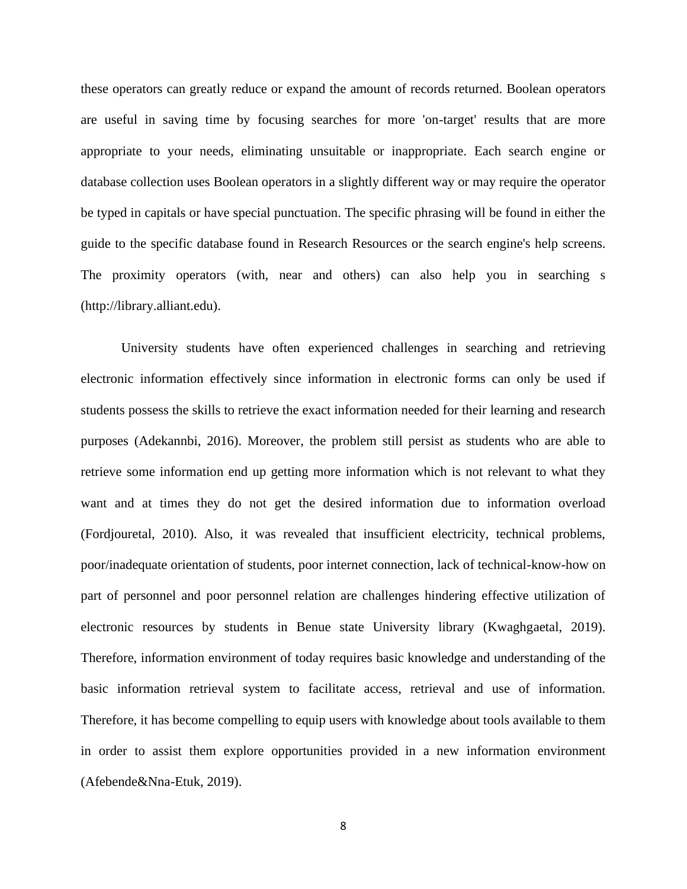these operators can greatly reduce or expand the amount of records returned. Boolean operators are useful in saving time by focusing searches for more 'on-target' results that are more appropriate to your needs, eliminating unsuitable or inappropriate. Each search engine or database collection uses Boolean operators in a slightly different way or may require the operator be typed in capitals or have special punctuation. The specific phrasing will be found in either the guide to the specific database found in Research Resources or the search engine's help screens. The proximity operators (with, near and others) can also help you in searching s (http://library.alliant.edu).

University students have often experienced challenges in searching and retrieving electronic information effectively since information in electronic forms can only be used if students possess the skills to retrieve the exact information needed for their learning and research purposes (Adekannbi, 2016). Moreover, the problem still persist as students who are able to retrieve some information end up getting more information which is not relevant to what they want and at times they do not get the desired information due to information overload (Fordjouretal, 2010). Also, it was revealed that insufficient electricity, technical problems, poor/inadequate orientation of students, poor internet connection, lack of technical-know-how on part of personnel and poor personnel relation are challenges hindering effective utilization of electronic resources by students in Benue state University library (Kwaghgaetal, 2019). Therefore, information environment of today requires basic knowledge and understanding of the basic information retrieval system to facilitate access, retrieval and use of information. Therefore, it has become compelling to equip users with knowledge about tools available to them in order to assist them explore opportunities provided in a new information environment (Afebende&Nna-Etuk, 2019).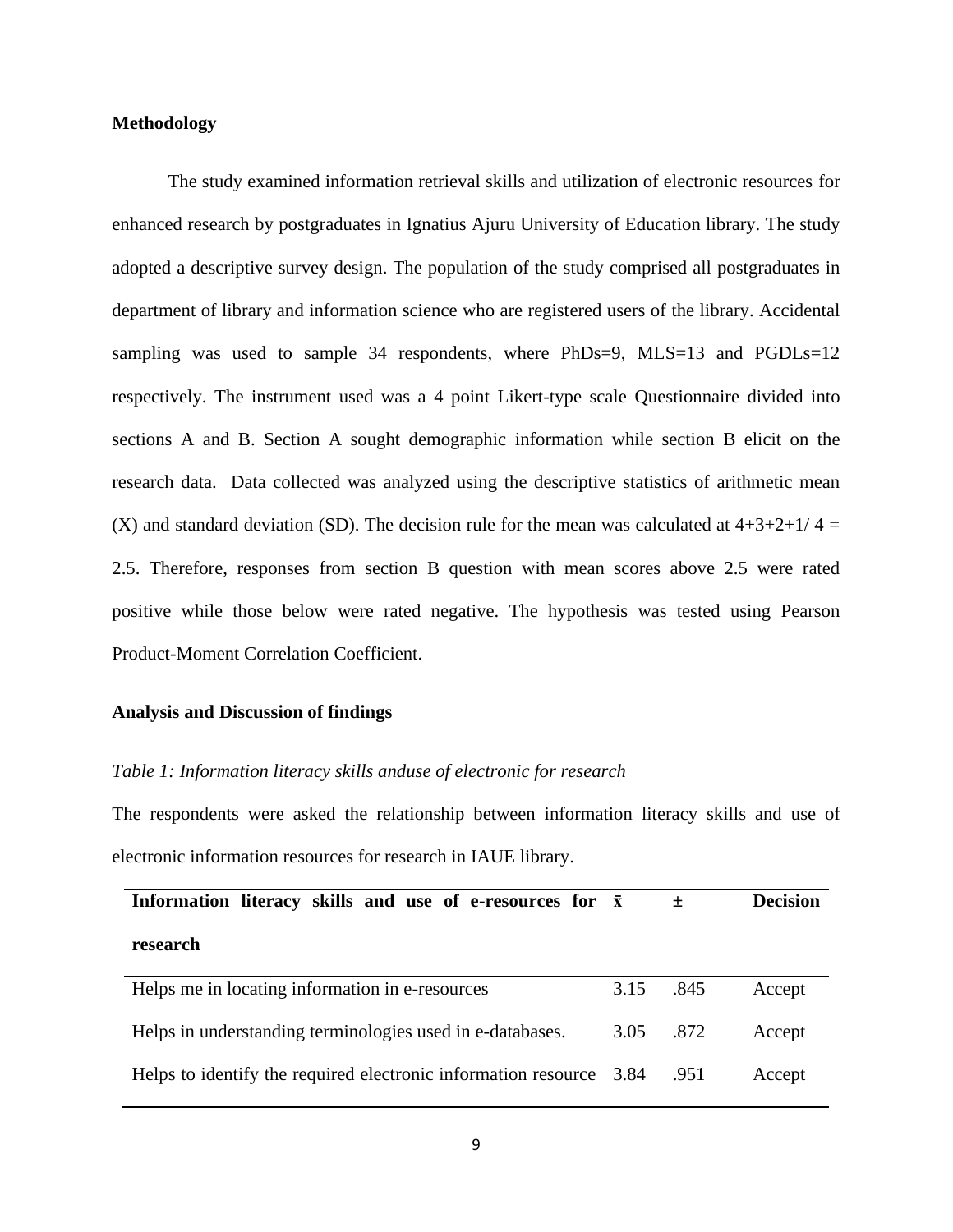**Methodology**

The study examined information retrieval skills and utilization of electronic resources for enhanced research by postgraduates in Ignatius Ajuru University of Education library. The study adopted a descriptive survey design. The population of the study comprised all postgraduates in department of library and information science who are registered users of the library. Accidental sampling was used to sample 34 respondents, where PhDs=9, MLS=13 and PGDLs=12 respectively. The instrument used was a 4 point Likert-type scale Questionnaire divided into sections A and B. Section A sought demographic information while section B elicit on the research data. Data collected was analyzed using the descriptive statistics of arithmetic mean (X) and standard deviation (SD). The decision rule for the mean was calculated at 4+3+2+1/ 4 = 2.5. Therefore, responses from section B question with mean scores above 2.5 were rated positive while those below were rated negative. The hypothesis was tested using Pearson Product-Moment Correlation Coefficient.

**Analysis and Discussion of findings**

*Table 1: Information literacy skills anduse of electronic for research*

The respondents were asked the relationship between information literacy skills and use of electronic information resources for research in IAUE library.

| **Information literacy skills and use of e-resources for research** | **$\bar{x}$** | **±** | **Decision** |
|---|---|---|---|
| Helps me in locating information in e-resources | 3.15 | .845 | Accept |
| Helps in understanding terminologies used in e-databases. | 3.05 | .872 | Accept |
| Helps to identify the required electronic information resource | 3.84 | .951 | Accept |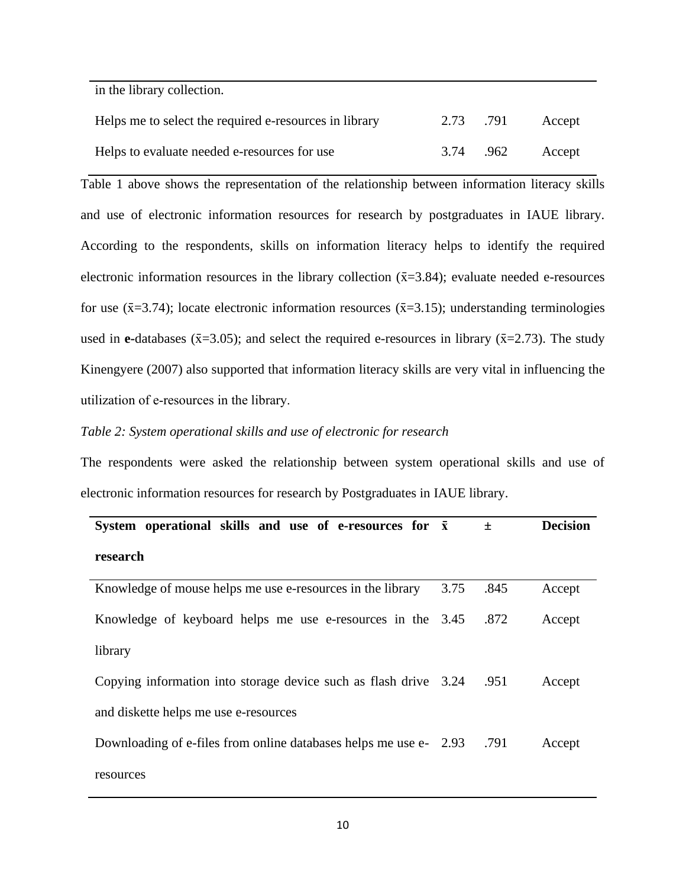| | | | |
|---|---|---|---|
| in the library collection. | | | |
| Helps me to select the required e-resources in library | 2.73 | .791 | Accept |
| Helps to evaluate needed e-resources for use | 3.74 | .962 | Accept |

Table 1 above shows the representation of the relationship between information literacy skills and use of electronic information resources for research by postgraduates in IAUE library. According to the respondents, skills on information literacy helps to identify the required electronic information resources in the library collection ($\bar{x}$=3.84); evaluate needed e-resources for use ($\bar{x}$=3.74); locate electronic information resources ($\bar{x}$=3.15); understanding terminologies used in **e-**databases ($\bar{x}$=3.05); and select the required e-resources in library ($\bar{x}$=2.73). The study Kinengyere (2007) also supported that information literacy skills are very vital in influencing the utilization of e-resources in the library.

*Table 2: System operational skills and use of electronic for research*

The respondents were asked the relationship between system operational skills and use of electronic information resources for research by Postgraduates in IAUE library.

| **System operational skills and use of e-resources for research** | $\bar{x}$ | ± | **Decision** |
|---|---|---|---|
| Knowledge of mouse helps me use e-resources in the library | 3.75 | .845 | Accept |
| Knowledge of keyboard helps me use e-resources in the library | 3.45 | .872 | Accept |
| Copying information into storage device such as flash drive and diskette helps me use e-resources | 3.24 | .951 | Accept |
| Downloading of e-files from online databases helps me use e-resources | 2.93 | .791 | Accept |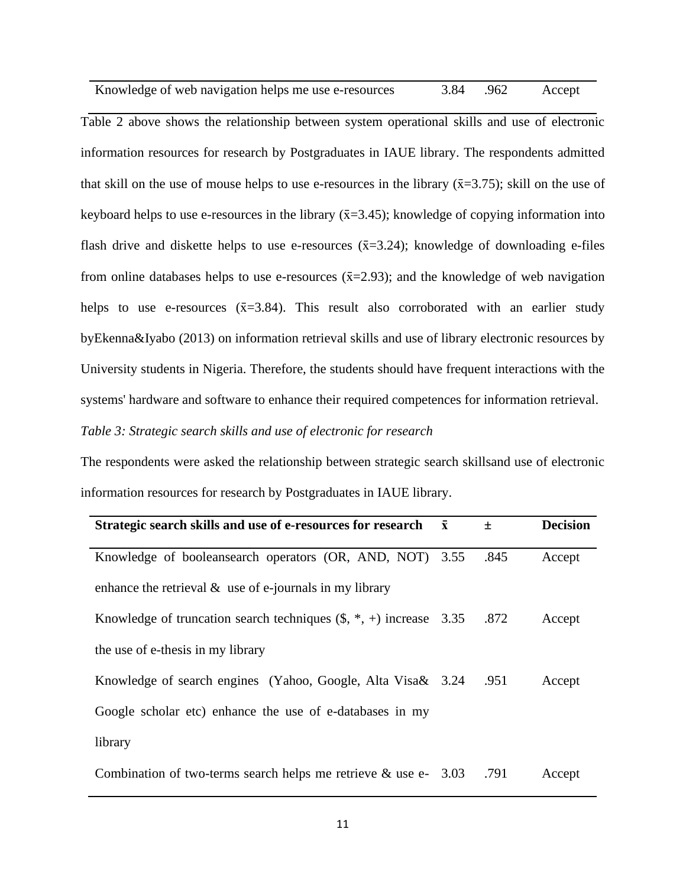| | | | |
|---|---|---|---|
| Knowledge of web navigation helps me use e-resources | 3.84 | .962 | Accept |

Table 2 above shows the relationship between system operational skills and use of electronic information resources for research by Postgraduates in IAUE library. The respondents admitted that skill on the use of mouse helps to use e-resources in the library ($\bar{x}$=3.75); skill on the use of keyboard helps to use e-resources in the library ($\bar{x}$=3.45); knowledge of copying information into flash drive and diskette helps to use e-resources ($\bar{x}$=3.24); knowledge of downloading e-files from online databases helps to use e-resources ($\bar{x}$=2.93); and the knowledge of web navigation helps to use e-resources ($\bar{x}$=3.84). This result also corroborated with an earlier study byEkenna&Iyabo (2013) on information retrieval skills and use of library electronic resources by University students in Nigeria. Therefore, the students should have frequent interactions with the systems' hardware and software to enhance their required competences for information retrieval.

*Table 3: Strategic search skills and use of electronic for research*

The respondents were asked the relationship between strategic search skillsand use of electronic information resources for research by Postgraduates in IAUE library.

| Strategic search skills and use of e-resources for research | $\bar{x}$ | ± | Decision |
|---|---|---|---|
| Knowledge of booleansearch operators (OR, AND, NOT) enhance the retrieval & use of e-journals in my library | 3.55 | .845 | Accept |
| Knowledge of truncation search techniques ($, *, +) increase the use of e-thesis in my library | 3.35 | .872 | Accept |
| Knowledge of search engines (Yahoo, Google, Alta Visa& Google scholar etc) enhance the use of e-databases in my library | 3.24 | .951 | Accept |
| Combination of two-terms search helps me retrieve & use e- | 3.03 | .791 | Accept |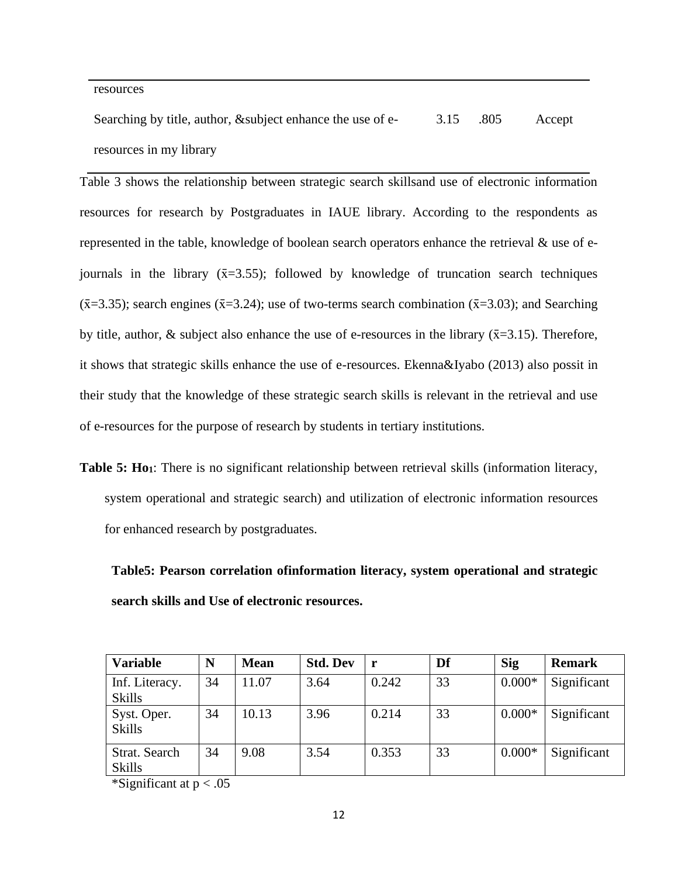| | | | |
|---|---|---|---|
| resources | | | |
| Searching by title, author, &subject enhance the use of e-resources in my library | 3.15 | .805 | Accept |

Table 3 shows the relationship between strategic search skillsand use of electronic information resources for research by Postgraduates in IAUE library. According to the respondents as represented in the table, knowledge of boolean search operators enhance the retrieval & use of e-journals in the library ($\bar{x}$=3.55); followed by knowledge of truncation search techniques ($\bar{x}$=3.35); search engines ($\bar{x}$=3.24); use of two-terms search combination ($\bar{x}$=3.03); and Searching by title, author, & subject also enhance the use of e-resources in the library ($\bar{x}$=3.15). Therefore, it shows that strategic skills enhance the use of e-resources. Ekenna&Iyabo (2013) also possit in their study that the knowledge of these strategic search skills is relevant in the retrieval and use of e-resources for the purpose of research by students in tertiary institutions.

**Table 5: Ho$_1$**: There is no significant relationship between retrieval skills (information literacy, system operational and strategic search) and utilization of electronic information resources for enhanced research by postgraduates.

**Table5: Pearson correlation ofinformation literacy, system operational and strategic search skills and Use of electronic resources.**

| Variable | N | Mean | Std. Dev | r | Df | Sig | Remark |
|---|---|---|---|---|---|---|---|
| Inf. Literacy. Skills | 34 | 11.07 | 3.64 | 0.242 | 33 | 0.000* | Significant |
| Syst. Oper. Skills | 34 | 10.13 | 3.96 | 0.214 | 33 | 0.000* | Significant |
| Strat. Search Skills | 34 | 9.08 | 3.54 | 0.353 | 33 | 0.000* | Significant |

*Significant at $p < .05$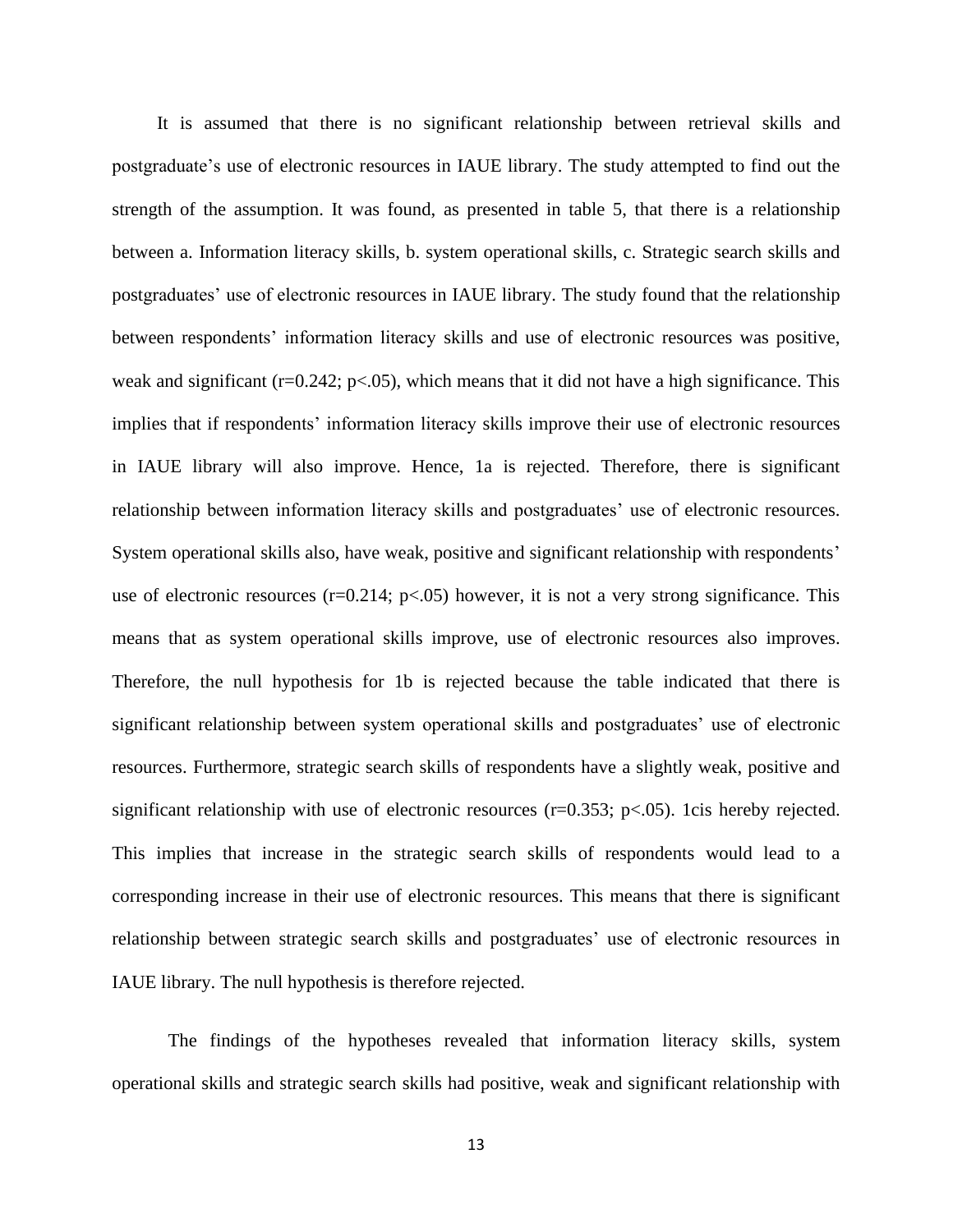It is assumed that there is no significant relationship between retrieval skills and postgraduate's use of electronic resources in IAUE library. The study attempted to find out the strength of the assumption. It was found, as presented in table 5, that there is a relationship between a. Information literacy skills, b. system operational skills, c. Strategic search skills and postgraduates' use of electronic resources in IAUE library. The study found that the relationship between respondents' information literacy skills and use of electronic resources was positive, weak and significant ($r=0.242$; $p<.05$), which means that it did not have a high significance. This implies that if respondents' information literacy skills improve their use of electronic resources in IAUE library will also improve. Hence, 1a is rejected. Therefore, there is significant relationship between information literacy skills and postgraduates' use of electronic resources. System operational skills also, have weak, positive and significant relationship with respondents' use of electronic resources ($r=0.214$; $p<.05$) however, it is not a very strong significance. This means that as system operational skills improve, use of electronic resources also improves. Therefore, the null hypothesis for 1b is rejected because the table indicated that there is significant relationship between system operational skills and postgraduates' use of electronic resources. Furthermore, strategic search skills of respondents have a slightly weak, positive and significant relationship with use of electronic resources ($r=0.353$; $p<.05$). 1cis hereby rejected. This implies that increase in the strategic search skills of respondents would lead to a corresponding increase in their use of electronic resources. This means that there is significant relationship between strategic search skills and postgraduates' use of electronic resources in IAUE library. The null hypothesis is therefore rejected.

The findings of the hypotheses revealed that information literacy skills, system operational skills and strategic search skills had positive, weak and significant relationship with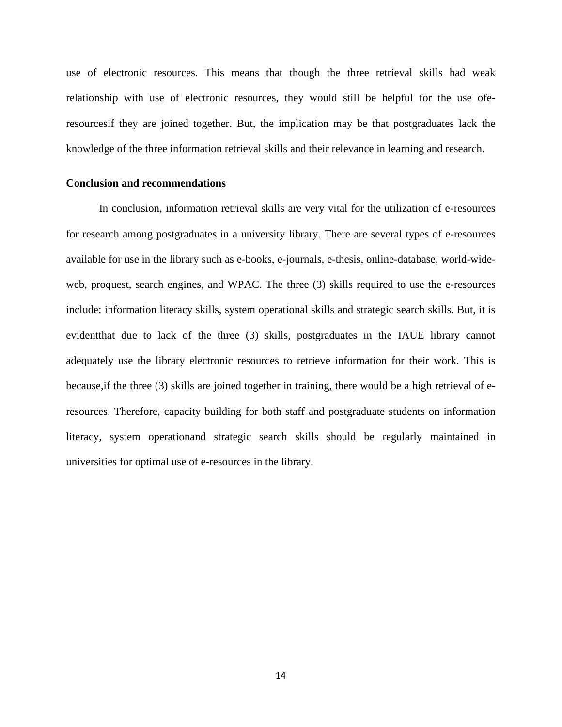use of electronic resources. This means that though the three retrieval skills had weak relationship with use of electronic resources, they would still be helpful for the use ofe-resourcesif they are joined together. But, the implication may be that postgraduates lack the knowledge of the three information retrieval skills and their relevance in learning and research.

**Conclusion and recommendations**

In conclusion, information retrieval skills are very vital for the utilization of e-resources for research among postgraduates in a university library. There are several types of e-resources available for use in the library such as e-books, e-journals, e-thesis, online-database, world-wide-web, proquest, search engines, and WPAC. The three (3) skills required to use the e-resources include: information literacy skills, system operational skills and strategic search skills. But, it is evidentthat due to lack of the three (3) skills, postgraduates in the IAUE library cannot adequately use the library electronic resources to retrieve information for their work. This is because,if the three (3) skills are joined together in training, there would be a high retrieval of e-resources. Therefore, capacity building for both staff and postgraduate students on information literacy, system operationand strategic search skills should be regularly maintained in universities for optimal use of e-resources in the library.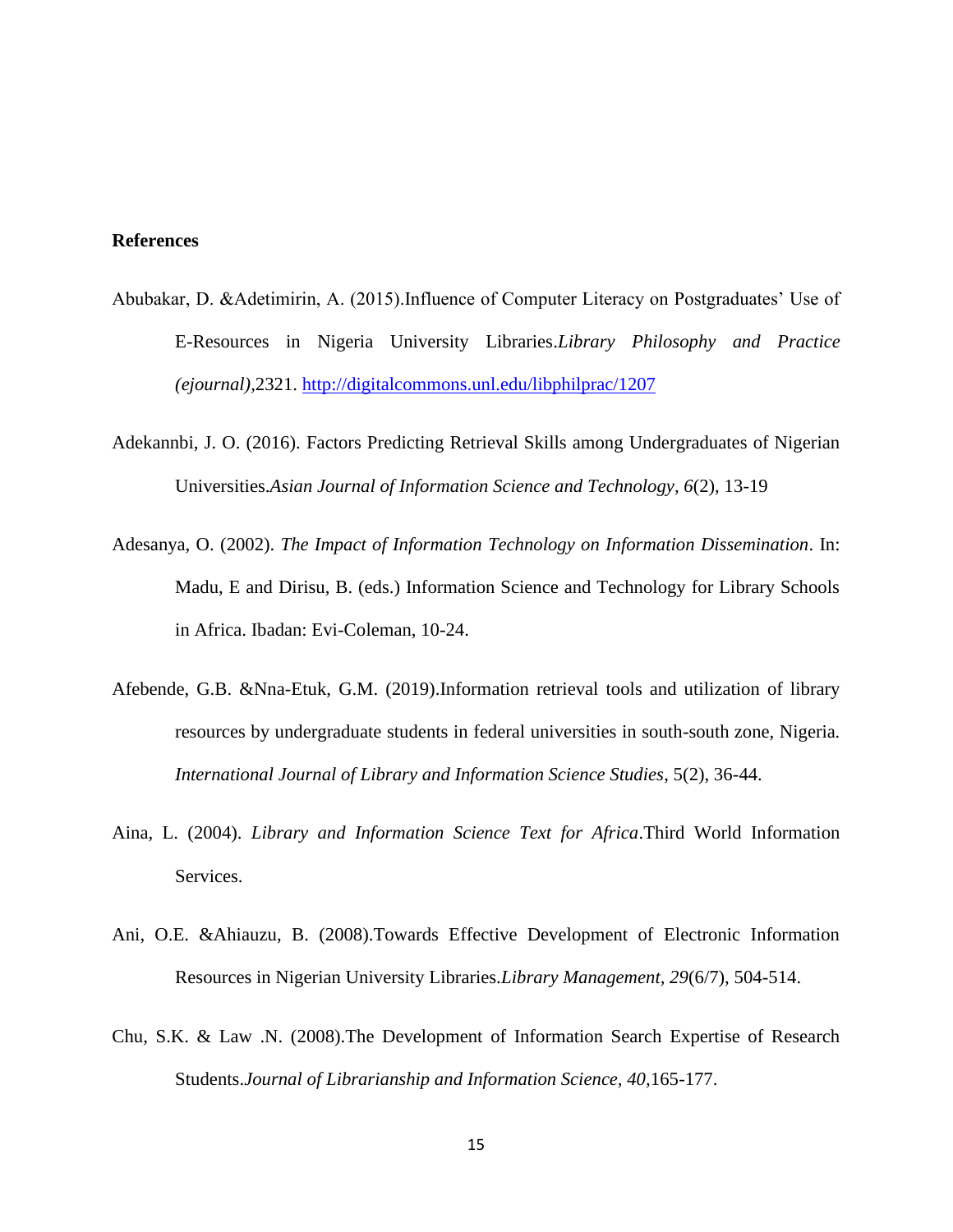**References**

Abubakar, D. &Adetimirin, A. (2015).Influence of Computer Literacy on Postgraduates' Use of E-Resources in Nigeria University Libraries.*Library Philosophy and Practice (ejournal)*,2321. http://digitalcommons.unl.edu/libphilprac/1207

Adekannbi, J. O. (2016). Factors Predicting Retrieval Skills among Undergraduates of Nigerian Universities.*Asian Journal of Information Science and Technology, 6*(2), 13-19

Adesanya, O. (2002). *The Impact of Information Technology on Information Dissemination*. In: Madu, E and Dirisu, B. (eds.) Information Science and Technology for Library Schools in Africa. Ibadan: Evi-Coleman, 10-24.

Afebende, G.B. &Nna-Etuk, G.M. (2019).Information retrieval tools and utilization of library resources by undergraduate students in federal universities in south-south zone, Nigeria. *International Journal of Library and Information Science Studies*, 5(2), 36-44.

Aina, L. (2004). *Library and Information Science Text for Africa*.Third World Information Services.

Ani, O.E. &Ahiauzu, B. (2008).Towards Effective Development of Electronic Information Resources in Nigerian University Libraries.*Library Management, 29*(6/7), 504-514.

Chu, S.K. & Law .N. (2008).The Development of Information Search Expertise of Research Students.*Journal of Librarianship and Information Science, 40,*165-177.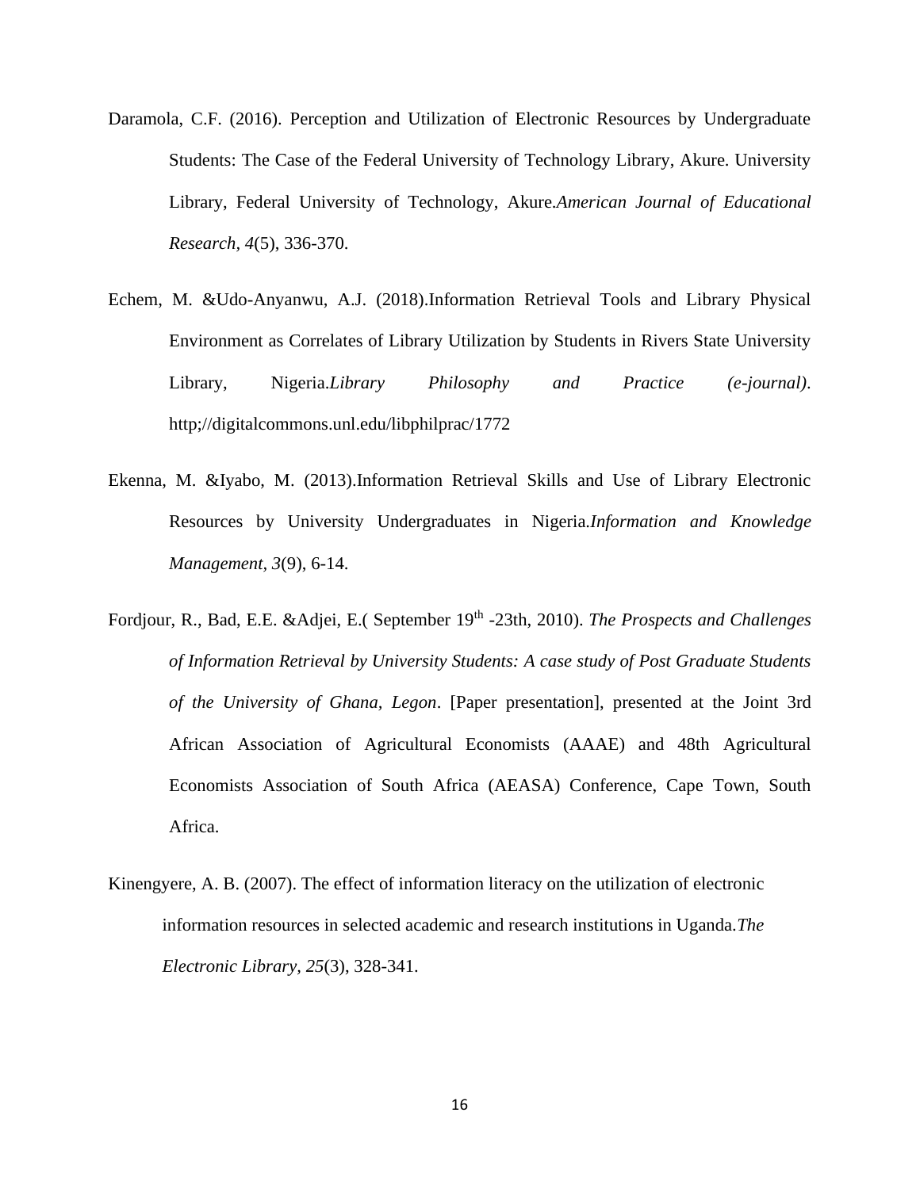Daramola, C.F. (2016). Perception and Utilization of Electronic Resources by Undergraduate Students: The Case of the Federal University of Technology Library, Akure. University Library, Federal University of Technology, Akure.*American Journal of Educational Research, 4*(5), 336-370.

Echem, M. &Udo-Anyanwu, A.J. (2018).Information Retrieval Tools and Library Physical Environment as Correlates of Library Utilization by Students in Rivers State University Library, Nigeria.*Library Philosophy and Practice (e-journal)*. http;//digitalcommons.unl.edu/libphilprac/1772

Ekenna, M. &Iyabo, M. (2013).Information Retrieval Skills and Use of Library Electronic Resources by University Undergraduates in Nigeria.*Information and Knowledge Management, 3*(9), 6-14.

Fordjour, R., Bad, E.E. &Adjei, E.( September 19th -23th, 2010). *The Prospects and Challenges of Information Retrieval by University Students: A case study of Post Graduate Students of the University of Ghana, Legon*. [Paper presentation], presented at the Joint 3rd African Association of Agricultural Economists (AAAE) and 48th Agricultural Economists Association of South Africa (AEASA) Conference, Cape Town, South Africa.

Kinengyere, A. B. (2007). The effect of information literacy on the utilization of electronic information resources in selected academic and research institutions in Uganda.*The Electronic Library, 25*(3), 328-341.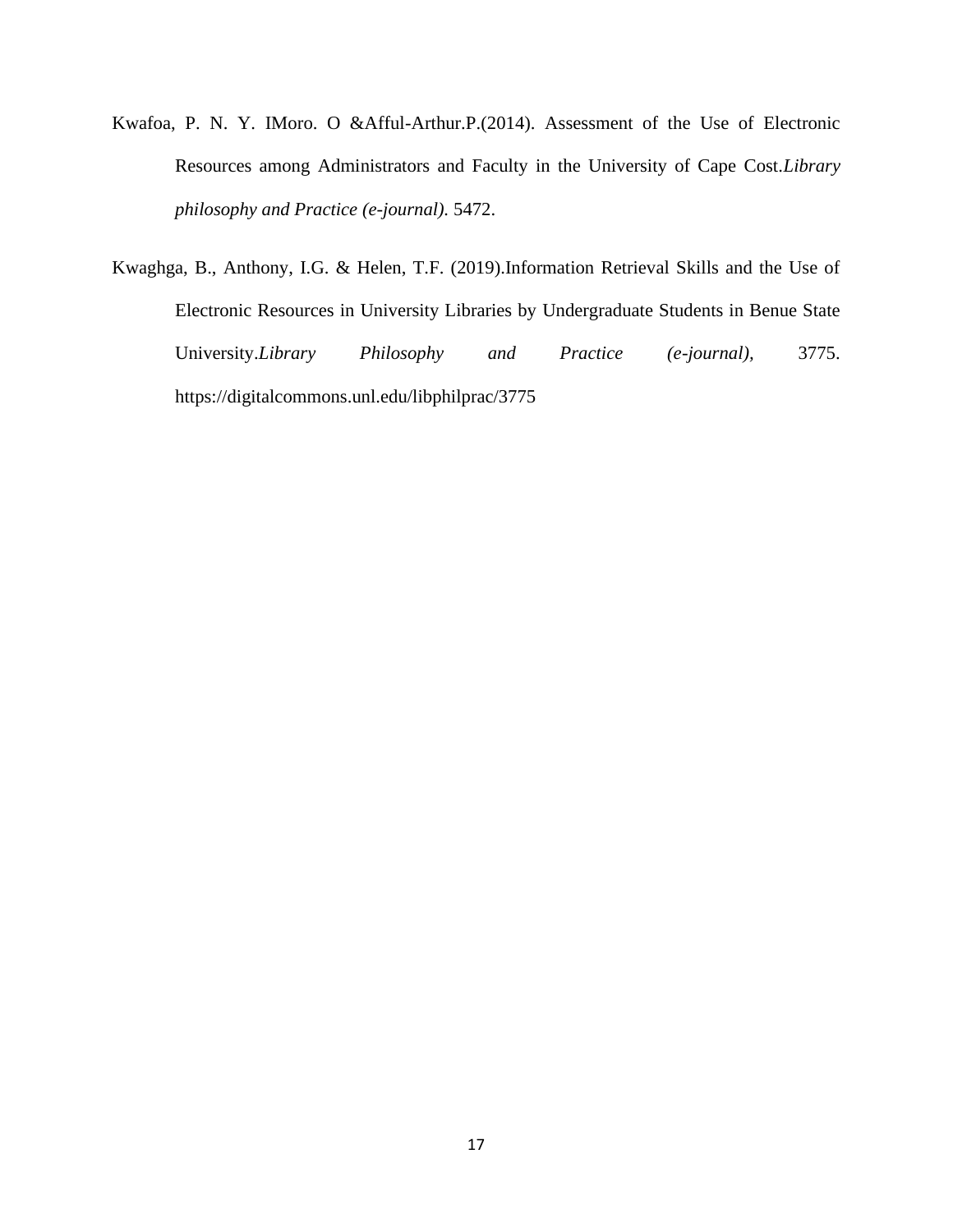Kwafoa, P. N. Y. IMoro. O &Afful-Arthur.P.(2014). Assessment of the Use of Electronic Resources among Administrators and Faculty in the University of Cape Cost.*Library philosophy and Practice (e-journal).* 5472.

Kwaghga, B., Anthony, I.G. & Helen, T.F. (2019).Information Retrieval Skills and the Use of Electronic Resources in University Libraries by Undergraduate Students in Benue State University.*Library Philosophy and Practice (e-journal),* 3775. https://digitalcommons.unl.edu/libphilprac/3775